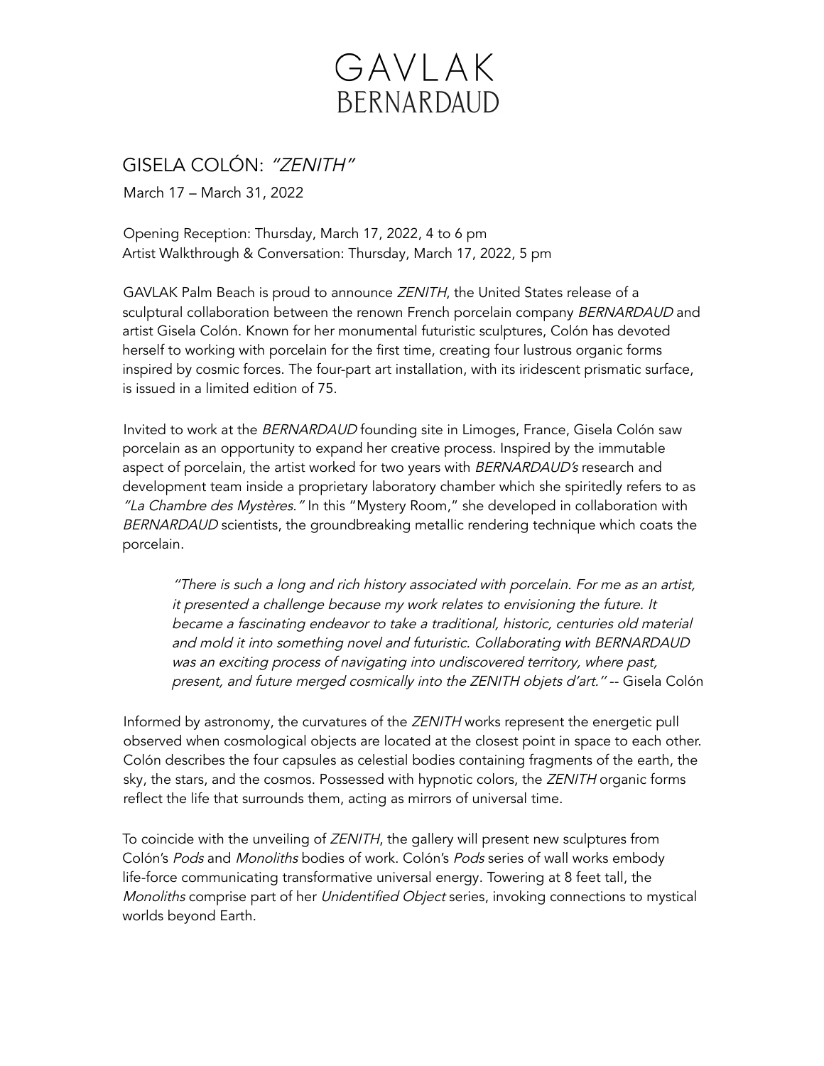# GAVLAK
# BERNARDAUD

## GISELA COLÓN: *"ZENITH"*

March 17 – March 31, 2022

Opening Reception: Thursday, March 17, 2022, 4 to 6 pm
Artist Walkthrough & Conversation: Thursday, March 17, 2022, 5 pm

GAVLAK Palm Beach is proud to announce *ZENITH*, the United States release of a sculptural collaboration between the renown French porcelain company *BERNARDAUD* and artist Gisela Colón. Known for her monumental futuristic sculptures, Colón has devoted herself to working with porcelain for the first time, creating four lustrous organic forms inspired by cosmic forces. The four-part art installation, with its iridescent prismatic surface, is issued in a limited edition of 75.

Invited to work at the *BERNARDAUD* founding site in Limoges, France, Gisela Colón saw porcelain as an opportunity to expand her creative process. Inspired by the immutable aspect of porcelain, the artist worked for two years with *BERNARDAUD's* research and development team inside a proprietary laboratory chamber which she spiritedly refers to as *"La Chambre des Mystères."* In this "Mystery Room," she developed in collaboration with *BERNARDAUD* scientists, the groundbreaking metallic rendering technique which coats the porcelain.

> *"There is such a long and rich history associated with porcelain. For me as an artist, it presented a challenge because my work relates to envisioning the future. It became a fascinating endeavor to take a traditional, historic, centuries old material and mold it into something novel and futuristic. Collaborating with BERNARDAUD was an exciting process of navigating into undiscovered territory, where past, present, and future merged cosmically into the ZENITH objets d'art."* -- Gisela Colón

Informed by astronomy, the curvatures of the *ZENITH* works represent the energetic pull observed when cosmological objects are located at the closest point in space to each other. Colón describes the four capsules as celestial bodies containing fragments of the earth, the sky, the stars, and the cosmos. Possessed with hypnotic colors, the *ZENITH* organic forms reflect the life that surrounds them, acting as mirrors of universal time.

To coincide with the unveiling of *ZENITH*, the gallery will present new sculptures from Colón's *Pods* and *Monoliths* bodies of work. Colón's *Pods* series of wall works embody life-force communicating transformative universal energy. Towering at 8 feet tall, the *Monoliths* comprise part of her *Unidentified Object* series, invoking connections to mystical worlds beyond Earth.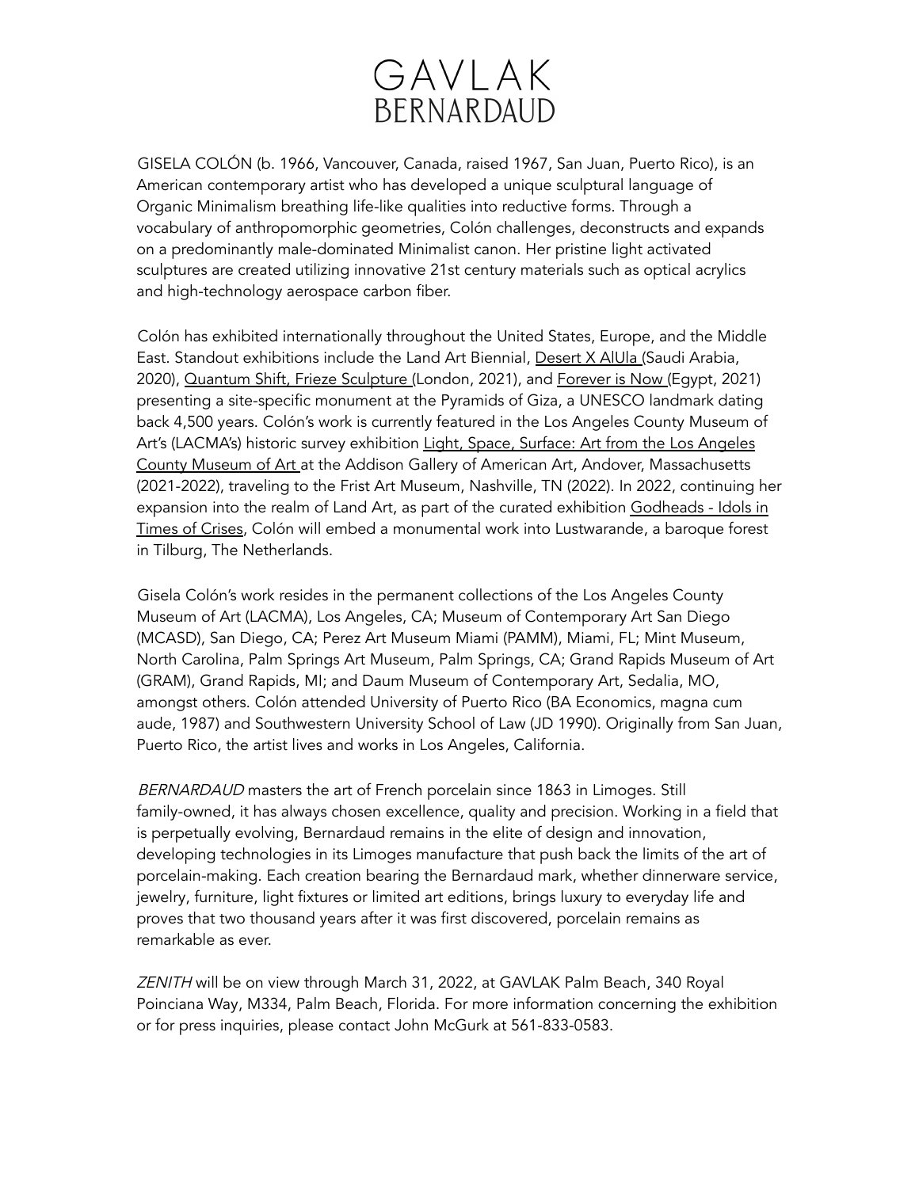# GAVLAK BERNARDAUD

GISELA COLÓN (b. 1966, Vancouver, Canada, raised 1967, San Juan, Puerto Rico), is an American contemporary artist who has developed a unique sculptural language of Organic Minimalism breathing life-like qualities into reductive forms. Through a vocabulary of anthropomorphic geometries, Colón challenges, deconstructs and expands on a predominantly male-dominated Minimalist canon. Her pristine light activated sculptures are created utilizing innovative 21st century materials such as optical acrylics and high-technology aerospace carbon fiber.

Colón has exhibited internationally throughout the United States, Europe, and the Middle East. Standout exhibitions include the Land Art Biennial, Desert X AlUla (Saudi Arabia, 2020), Quantum Shift, Frieze Sculpture (London, 2021), and Forever is Now (Egypt, 2021) presenting a site-specific monument at the Pyramids of Giza, a UNESCO landmark dating back 4,500 years. Colón's work is currently featured in the Los Angeles County Museum of Art's (LACMA's) historic survey exhibition Light, Space, Surface: Art from the Los Angeles County Museum of Art at the Addison Gallery of American Art, Andover, Massachusetts (2021-2022), traveling to the Frist Art Museum, Nashville, TN (2022). In 2022, continuing her expansion into the realm of Land Art, as part of the curated exhibition Godheads - Idols in Times of Crises, Colón will embed a monumental work into Lustwarande, a baroque forest in Tilburg, The Netherlands.

Gisela Colón's work resides in the permanent collections of the Los Angeles County Museum of Art (LACMA), Los Angeles, CA; Museum of Contemporary Art San Diego (MCASD), San Diego, CA; Perez Art Museum Miami (PAMM), Miami, FL; Mint Museum, North Carolina, Palm Springs Art Museum, Palm Springs, CA; Grand Rapids Museum of Art (GRAM), Grand Rapids, MI; and Daum Museum of Contemporary Art, Sedalia, MO, amongst others. Colón attended University of Puerto Rico (BA Economics, magna cum aude, 1987) and Southwestern University School of Law (JD 1990). Originally from San Juan, Puerto Rico, the artist lives and works in Los Angeles, California.

*BERNARDAUD* masters the art of French porcelain since 1863 in Limoges. Still family-owned, it has always chosen excellence, quality and precision. Working in a field that is perpetually evolving, Bernardaud remains in the elite of design and innovation, developing technologies in its Limoges manufacture that push back the limits of the art of porcelain-making. Each creation bearing the Bernardaud mark, whether dinnerware service, jewelry, furniture, light fixtures or limited art editions, brings luxury to everyday life and proves that two thousand years after it was first discovered, porcelain remains as remarkable as ever.

*ZENITH* will be on view through March 31, 2022, at GAVLAK Palm Beach, 340 Royal Poinciana Way, M334, Palm Beach, Florida. For more information concerning the exhibition or for press inquiries, please contact John McGurk at 561-833-0583.